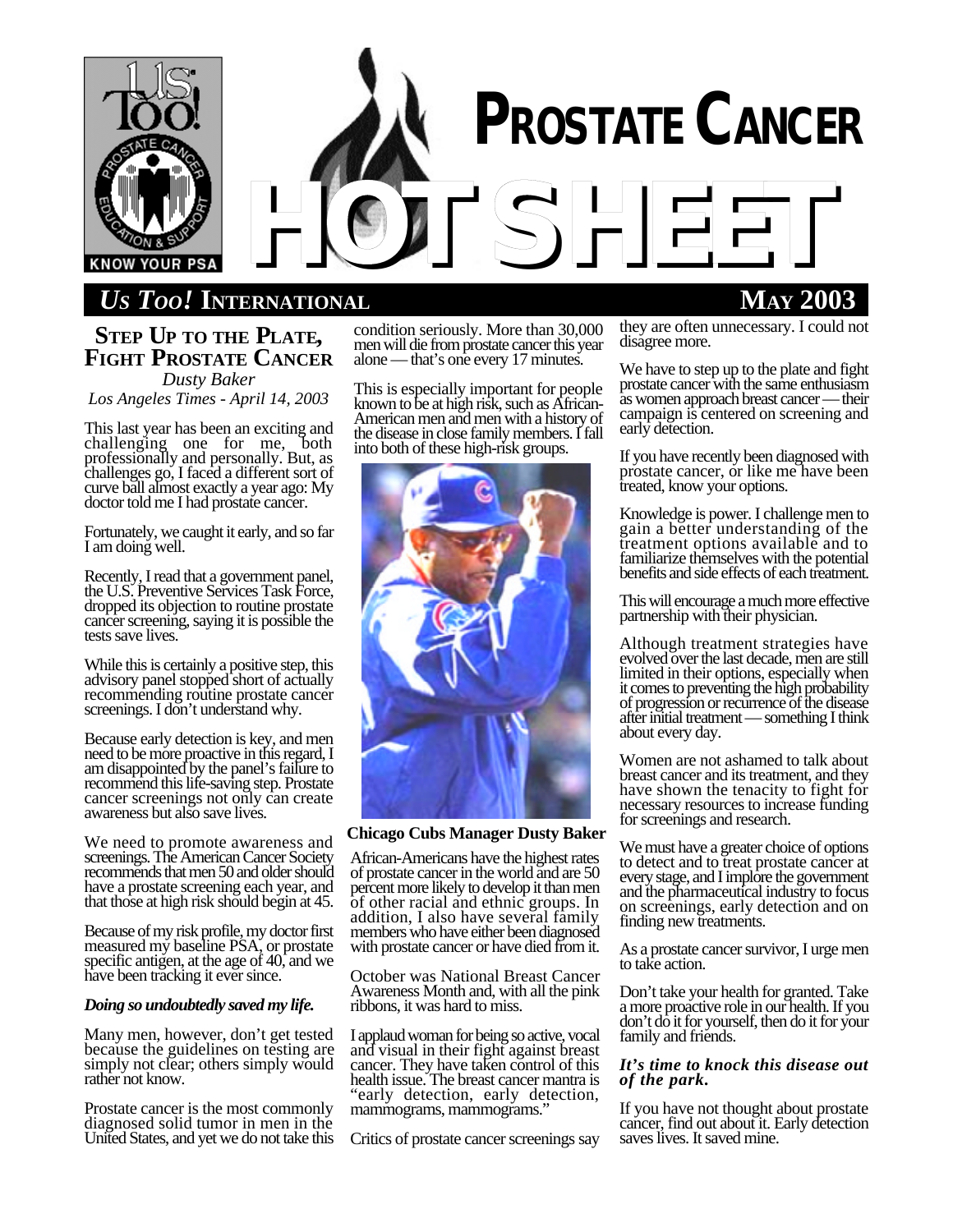# PROSTATE CANCER HOT SHEET

**Us Too! International** — **May 2003**

## Step Up to the Plate, Fight Prostate Cancer

*Dusty Baker*
*Los Angeles Times - April 14, 2003*

This last year has been an exciting and challenging one for me, both professionally and personally. But, as challenges go, I faced a different sort of curve ball almost exactly a year ago: My doctor told me I had prostate cancer.

Fortunately, we caught it early, and so far I am doing well.

Recently, I read that a government panel, the U.S. Preventive Services Task Force, dropped its objection to routine prostate cancer screening, saying it is possible the tests save lives.

While this is certainly a positive step, this advisory panel stopped short of actually recommending routine prostate cancer screenings. I don't understand why.

Because early detection is key, and men need to be more proactive in this regard, I am disappointed by the panel's failure to recommend this life-saving step. Prostate cancer screenings not only can create awareness but also save lives.

We need to promote awareness and screenings. The American Cancer Society recommends that men 50 and older should have a prostate screening each year, and that those at high risk should begin at 45.

Because of my risk profile, my doctor first measured my baseline PSA, or prostate specific antigen, at the age of 40, and we have been tracking it ever since.

***Doing so undoubtedly saved my life.***

Many men, however, don't get tested because the guidelines on testing are simply not clear; others simply would rather not know.

Prostate cancer is the most commonly diagnosed solid tumor in men in the United States, and yet we do not take this condition seriously. More than 30,000 men will die from prostate cancer this year alone — that's one every 17 minutes.

This is especially important for people known to be at high risk, such as African-American men and men with a history of the disease in close family members. I fall into both of these high-risk groups.

**Chicago Cubs Manager Dusty Baker**

African-Americans have the highest rates of prostate cancer in the world and are 50 percent more likely to develop it than men of other racial and ethnic groups. In addition, I also have several family members who have either been diagnosed with prostate cancer or have died from it.

October was National Breast Cancer Awareness Month and, with all the pink ribbons, it was hard to miss.

I applaud woman for being so active, vocal and visual in their fight against breast cancer. They have taken control of this health issue. The breast cancer mantra is "early detection, early detection, mammograms, mammograms."

Critics of prostate cancer screenings say they are often unnecessary. I could not disagree more.

We have to step up to the plate and fight prostate cancer with the same enthusiasm as women approach breast cancer — their campaign is centered on screening and early detection.

If you have recently been diagnosed with prostate cancer, or like me have been treated, know your options.

Knowledge is power. I challenge men to gain a better understanding of the treatment options available and to familiarize themselves with the potential benefits and side effects of each treatment.

This will encourage a much more effective partnership with their physician.

Although treatment strategies have evolved over the last decade, men are still limited in their options, especially when it comes to preventing the high probability of progression or recurrence of the disease after initial treatment — something I think about every day.

Women are not ashamed to talk about breast cancer and its treatment, and they have shown the tenacity to fight for necessary resources to increase funding for screenings and research.

We must have a greater choice of options to detect and to treat prostate cancer at every stage, and I implore the government and the pharmaceutical industry to focus on screenings, early detection and on finding new treatments.

As a prostate cancer survivor, I urge men to take action.

Don't take your health for granted. Take a more proactive role in our health. If you don't do it for yourself, then do it for your family and friends.

***It's time to knock this disease out of the park.***

If you have not thought about prostate cancer, find out about it. Early detection saves lives. It saved mine.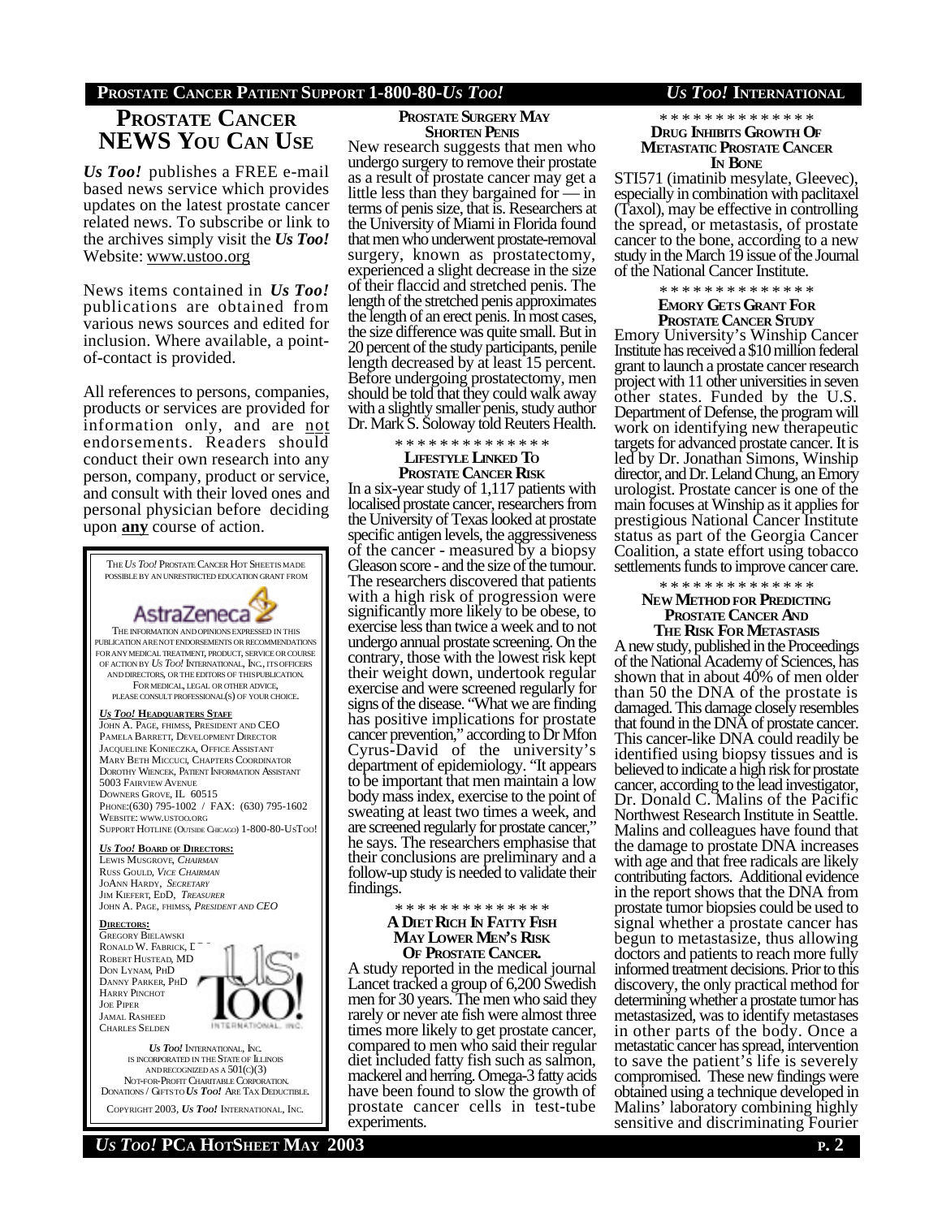# PROSTATE CANCER NEWS YOU CAN USE

***Us Too!*** publishes a FREE e-mail based news service which provides updates on the latest prostate cancer related news. To subscribe or link to the archives simply visit the ***Us Too!*** Website: www.ustoo.org

News items contained in ***Us Too!*** publications are obtained from various news sources and edited for inclusion. Where available, a point-of-contact is provided.

All references to persons, companies, products or services are provided for information only, and are not endorsements. Readers should conduct their own research into any person, company, product or service, and consult with their loved ones and personal physician before deciding upon **any** course of action.

THE *US TOO!* PROSTATE CANCER HOT SHEETS IS MADE POSSIBLE BY AN UNRESTRICTED EDUCATION GRANT FROM

AstraZeneca

THE INFORMATION AND OPINIONS EXPRESSED IN THIS PUBLICATION ARE NOT ENDORSEMENTS OR RECOMMENDATIONS FOR ANY MEDICAL TREATMENT, PRODUCT, SERVICE OR COURSE OF ACTION BY *US TOO!* INTERNATIONAL, INC., ITS OFFICERS AND DIRECTORS, OR THE EDITORS OF THIS PUBLICATION. FOR MEDICAL, LEGAL OR OTHER ADVICE, PLEASE CONSULT PROFESSIONAL(S) OF YOUR CHOICE.

***US TOO!* HEADQUARTERS STAFF**

JOHN A. PAGE, FHIMSS, PRESIDENT AND CEO
PAMELA BARRETT, DEVELOPMENT DIRECTOR
JACQUELINE KONIECZKA, OFFICE ASSISTANT
MARY BETH MICCUCI, CHAPTERS COORDINATOR
DOROTHY WIENCEK, PATIENT INFORMATION ASSISTANT
5003 FAIRVIEW AVENUE
DOWNERS GROVE, IL 60515
PHONE:(630) 795-1002 / FAX: (630) 795-1602
WEBSITE: WWW.USTOO.ORG
SUPPORT HOTLINE (OUTSIDE CHICAGO) 1-800-80-USTOO!

***US TOO!* BOARD OF DIRECTORS:**

LEWIS MUSGROVE, *CHAIRMAN*
RUSS GOULD, *VICE CHAIRMAN*
JOANN HARDY, *SECRETARY*
JIM KIEFERT, EDD, *TREASURER*
JOHN A. PAGE, FHIMSS, *PRESIDENT AND CEO*

**DIRECTORS:**

GREGORY BIELAWSKI
RONALD W. FABRICK, D
ROBERT HUSTEAD, MD
DON LYNAM, PHD
DANNY PARKER, PHD
HARRY PINCHOT
JOE PIPER
JAMAL RASHEED
CHARLES SELDEN

*US TOO!* INTERNATIONAL, INC. IS INCORPORATED IN THE STATE OF ILLINOIS AND RECOGNIZED AS A 501(C)(3) NOT-FOR-PROFIT CHARITABLE CORPORATION. DONATIONS / GIFTS TO *US TOO!* ARE TAX DEDUCTIBLE.

COPYRIGHT 2003, *US TOO!* INTERNATIONAL, INC.

### PROSTATE SURGERY MAY SHORTEN PENIS

New research suggests that men who undergo surgery to remove their prostate as a result of prostate cancer may get a little less than they bargained for — in terms of penis size, that is. Researchers at the University of Miami in Florida found that men who underwent prostate-removal surgery, known as prostatectomy, experienced a slight decrease in the size of their flaccid and stretched penis. The length of the stretched penis approximates the length of an erect penis. In most cases, the size difference was quite small. But in 20 percent of the study participants, penile length decreased by at least 15 percent. Before undergoing prostatectomy, men should be told that they could walk away with a slightly smaller penis, study author Dr. Mark S. Soloway told Reuters Health.

\* \* \* \* \* \* \* \* \* \* \* \* \* \*

### LIFESTYLE LINKED TO PROSTATE CANCER RISK

In a six-year study of 1,117 patients with localised prostate cancer, researchers from the University of Texas looked at prostate specific antigen levels, the aggressiveness of the cancer - measured by a biopsy Gleason score - and the size of the tumour. The researchers discovered that patients with a high risk of progression were significantly more likely to be obese, to exercise less than twice a week and to not undergo annual prostate screening. On the contrary, those with the lowest risk kept their weight down, undertook regular exercise and were screened regularly for signs of the disease. "What we are finding has positive implications for prostate cancer prevention," according to Dr Mfon Cyrus-David of the university's department of epidemiology. "It appears to be important that men maintain a low body mass index, exercise to the point of sweating at least two times a week, and are screened regularly for prostate cancer," he says. The researchers emphasise that their conclusions are preliminary and a follow-up study is needed to validate their findings.

\* \* \* \* \* \* \* \* \* \* \* \* \* \*

### A DIET RICH IN FATTY FISH MAY LOWER MEN'S RISK OF PROSTATE CANCER.

A study reported in the medical journal Lancet tracked a group of 6,200 Swedish men for 30 years. The men who said they rarely or never ate fish were almost three times more likely to get prostate cancer, compared to men who said their regular diet included fatty fish such as salmon, mackerel and herring. Omega-3 fatty acids have been found to slow the growth of prostate cancer cells in test-tube experiments.

\* \* \* \* \* \* \* \* \* \* \* \* \* \*

### DRUG INHIBITS GROWTH OF METASTATIC PROSTATE CANCER IN BONE

STI571 (imatinib mesylate, Gleevec), especially in combination with paclitaxel (Taxol), may be effective in controlling the spread, or metastasis, of prostate cancer to the bone, according to a new study in the March 19 issue of the Journal of the National Cancer Institute.

\* \* \* \* \* \* \* \* \* \* \* \* \* \*

### EMORY GETS GRANT FOR PROSTATE CANCER STUDY

Emory University's Winship Cancer Institute has received a $10 million federal grant to launch a prostate cancer research project with 11 other universities in seven other states. Funded by the U.S. Department of Defense, the program will work on identifying new therapeutic targets for advanced prostate cancer. It is led by Dr. Jonathan Simons, Winship director, and Dr. Leland Chung, an Emory urologist. Prostate cancer is one of the main focuses at Winship as it applies for prestigious National Cancer Institute status as part of the Georgia Cancer Coalition, a state effort using tobacco settlements funds to improve cancer care.

\* \* \* \* \* \* \* \* \* \* \* \* \* \*

### NEW METHOD FOR PREDICTING PROSTATE CANCER AND THE RISK FOR METASTASIS

A new study, published in the Proceedings of the National Academy of Sciences, has shown that in about 40% of men older than 50 the DNA of the prostate is damaged. This damage closely resembles that found in the DNA of prostate cancer. This cancer-like DNA could readily be identified using biopsy tissues and is believed to indicate a high risk for prostate cancer, according to the lead investigator, Dr. Donald C. Malins of the Pacific Northwest Research Institute in Seattle. Malins and colleagues have found that the damage to prostate DNA increases with age and that free radicals are likely contributing factors. Additional evidence in the report shows that the DNA from prostate tumor biopsies could be used to signal whether a prostate cancer has begun to metastasize, thus allowing doctors and patients to reach more fully informed treatment decisions. Prior to this discovery, the only practical method for determining whether a prostate tumor has metastasized, was to identify metastases in other parts of the body. Once a metastatic cancer has spread, intervention to save the patient's life is severely compromised. These new findings were obtained using a technique developed in Malins' laboratory combining highly sensitive and discriminating Fourier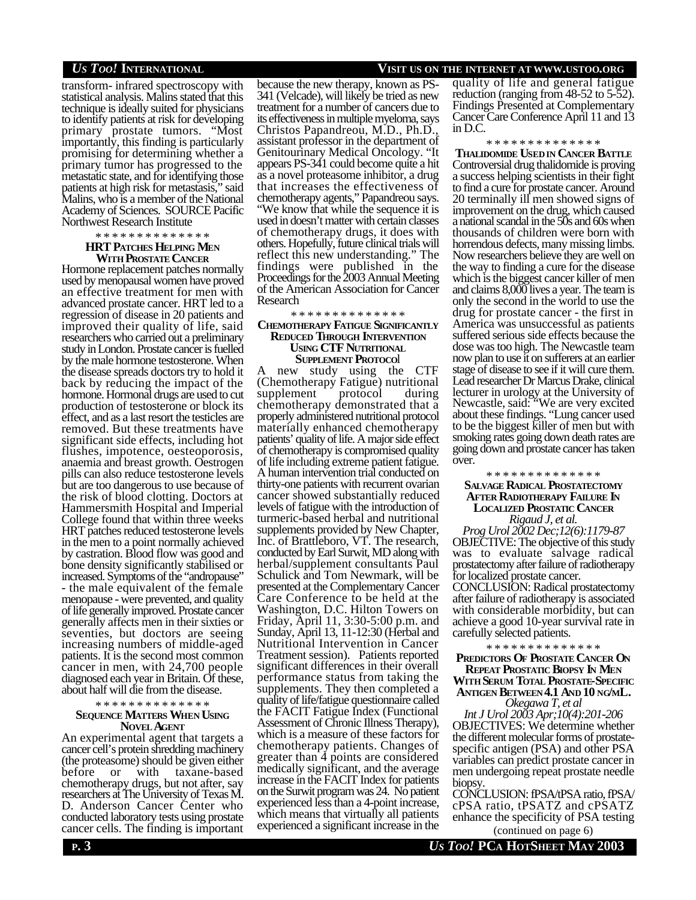transform- infrared spectroscopy with statistical analysis. Malins stated that this technique is ideally suited for physicians to identify patients at risk for developing primary prostate tumors. "Most importantly, this finding is particularly promising for determining whether a primary tumor has progressed to the metastatic state, and for identifying those patients at high risk for metastasis," said Malins, who is a member of the National Academy of Sciences. SOURCE Pacific Northwest Research Institute

\* \* \* \* \* \* \* \* \* \* \* \* \* \*

### HRT PATCHES HELPING MEN WITH PROSTATE CANCER

Hormone replacement patches normally used by menopausal women have proved an effective treatment for men with advanced prostate cancer. HRT led to a regression of disease in 20 patients and improved their quality of life, said researchers who carried out a preliminary study in London. Prostate cancer is fuelled by the male hormone testosterone. When the disease spreads doctors try to hold it back by reducing the impact of the hormone. Hormonal drugs are used to cut production of testosterone or block its effect, and as a last resort the testicles are removed. But these treatments have significant side effects, including hot flushes, impotence, oesteoporosis, anaemia and breast growth. Oestrogen pills can also reduce testosterone levels but are too dangerous to use because of the risk of blood clotting. Doctors at Hammersmith Hospital and Imperial College found that within three weeks HRT patches reduced testosterone levels in the men to a point normally achieved by castration. Blood flow was good and bone density significantly stabilised or increased. Symptoms of the "andropause" - the male equivalent of the female menopause - were prevented, and quality of life generally improved. Prostate cancer generally affects men in their sixties or seventies, but doctors are seeing increasing numbers of middle-aged patients. It is the second most common cancer in men, with 24,700 people diagnosed each year in Britain. Of these, about half will die from the disease.

\* \* \* \* \* \* \* \* \* \* \* \* \* \*

### SEQUENCE MATTERS WHEN USING NOVEL AGENT

An experimental agent that targets a cancer cell's protein shredding machinery (the proteasome) should be given either before or with taxane-based chemotherapy drugs, but not after, say researchers at The University of Texas M. D. Anderson Cancer Center who conducted laboratory tests using prostate cancer cells. The finding is important because the new therapy, known as PS-341 (Velcade), will likely be tried as new treatment for a number of cancers due to its effectiveness in multiple myeloma, says Christos Papandreou, M.D., Ph.D., assistant professor in the department of Genitourinary Medical Oncology. "It appears PS-341 could become quite a hit as a novel proteasome inhibitor, a drug that increases the effectiveness of chemotherapy agents," Papandreou says. "We know that while the sequence it is used in doesn't matter with certain classes of chemotherapy drugs, it does with others. Hopefully, future clinical trials will reflect this new understanding." The findings were published in the Proceedings for the 2003 Annual Meeting of the American Association for Cancer Research

\* \* \* \* \* \* \* \* \* \* \* \* \* \*

### CHEMOTHERAPY FATIGUE SIGNIFICANTLY REDUCED THROUGH INTERVENTION USING CTF NUTRITIONAL SUPPLEMENT PROTOCOL

A new study using the CTF (Chemotherapy Fatigue) nutritional supplement protocol during chemotherapy demonstrated that a properly administered nutritional protocol materially enhanced chemotherapy patients' quality of life. A major side effect of chemotherapy is compromised quality of life including extreme patient fatigue. A human intervention trial conducted on thirty-one patients with recurrent ovarian cancer showed substantially reduced levels of fatigue with the introduction of turmeric-based herbal and nutritional supplements provided by New Chapter, Inc. of Brattleboro, VT. The research, conducted by Earl Surwit, MD along with herbal/supplement consultants Paul Schulick and Tom Newmark, will be presented at the Complementary Cancer Care Conference to be held at the Washington, D.C. Hilton Towers on Friday, April 11, 3:30-5:00 p.m. and Sunday, April 13, 11-12:30 (Herbal and Nutritional Intervention in Cancer Treatment session). Patients reported significant differences in their overall performance status from taking the supplements. They then completed a quality of life/fatigue questionnaire called the FACIT Fatigue Index (Functional Assessment of Chronic Illness Therapy), which is a measure of these factors for chemotherapy patients. Changes of greater than 4 points are considered medically significant, and the average increase in the FACIT Index for patients on the Surwit program was 24. No patient experienced less than a 4-point increase, which means that virtually all patients experienced a significant increase in the quality of life and general fatigue reduction (ranging from 48-52 to 5-52). Findings Presented at Complementary Cancer Care Conference April 11 and 13 in D.C.

\* \* \* \* \* \* \* \* \* \* \* \* \* \*

### THALIDOMIDE USED IN CANCER BATTLE

Controversial drug thalidomide is proving a success helping scientists in their fight to find a cure for prostate cancer. Around 20 terminally ill men showed signs of improvement on the drug, which caused a national scandal in the 50s and 60s when thousands of children were born with horrendous defects, many missing limbs. Now researchers believe they are well on the way to finding a cure for the disease which is the biggest cancer killer of men and claims 8,000 lives a year. The team is only the second in the world to use the drug for prostate cancer - the first in America was unsuccessful as patients suffered serious side effects because the dose was too high. The Newcastle team now plan to use it on sufferers at an earlier stage of disease to see if it will cure them. Lead researcher Dr Marcus Drake, clinical lecturer in urology at the University of Newcastle, said: "We are very excited about these findings. "Lung cancer used to be the biggest killer of men but with smoking rates going down death rates are going down and prostate cancer has taken over.

\* \* \* \* \* \* \* \* \* \* \* \* \* \*

### SALVAGE RADICAL PROSTATECTOMY AFTER RADIOTHERAPY FAILURE IN LOCALIZED PROSTATIC CANCER

*Rigaud J, et al.*
*Prog Urol 2002 Dec;12(6):1179-87*

OBJECTIVE: The objective of this study was to evaluate salvage radical prostatectomy after failure of radiotherapy for localized prostate cancer.

CONCLUSION: Radical prostatectomy after failure of radiotherapy is associated with considerable morbidity, but can achieve a good 10-year survival rate in carefully selected patients.

\* \* \* \* \* \* \* \* \* \* \* \* \* \*

### PREDICTORS OF PROSTATE CANCER ON REPEAT PROSTATIC BIOPSY IN MEN WITH SERUM TOTAL PROSTATE-SPECIFIC ANTIGEN BETWEEN 4.1 AND 10 NG/ML.

*Okegawa T, et al*
*Int J Urol 2003 Apr;10(4):201-206*

OBJECTIVES: We determine whether the different molecular forms of prostate-specific antigen (PSA) and other PSA variables can predict prostate cancer in men undergoing repeat prostate needle biopsy.

CONCLUSION: fPSA/tPSA ratio, fPSA/cPSA ratio, tPSATZ and cPSATZ enhance the specificity of PSA testing

(continued on page 6)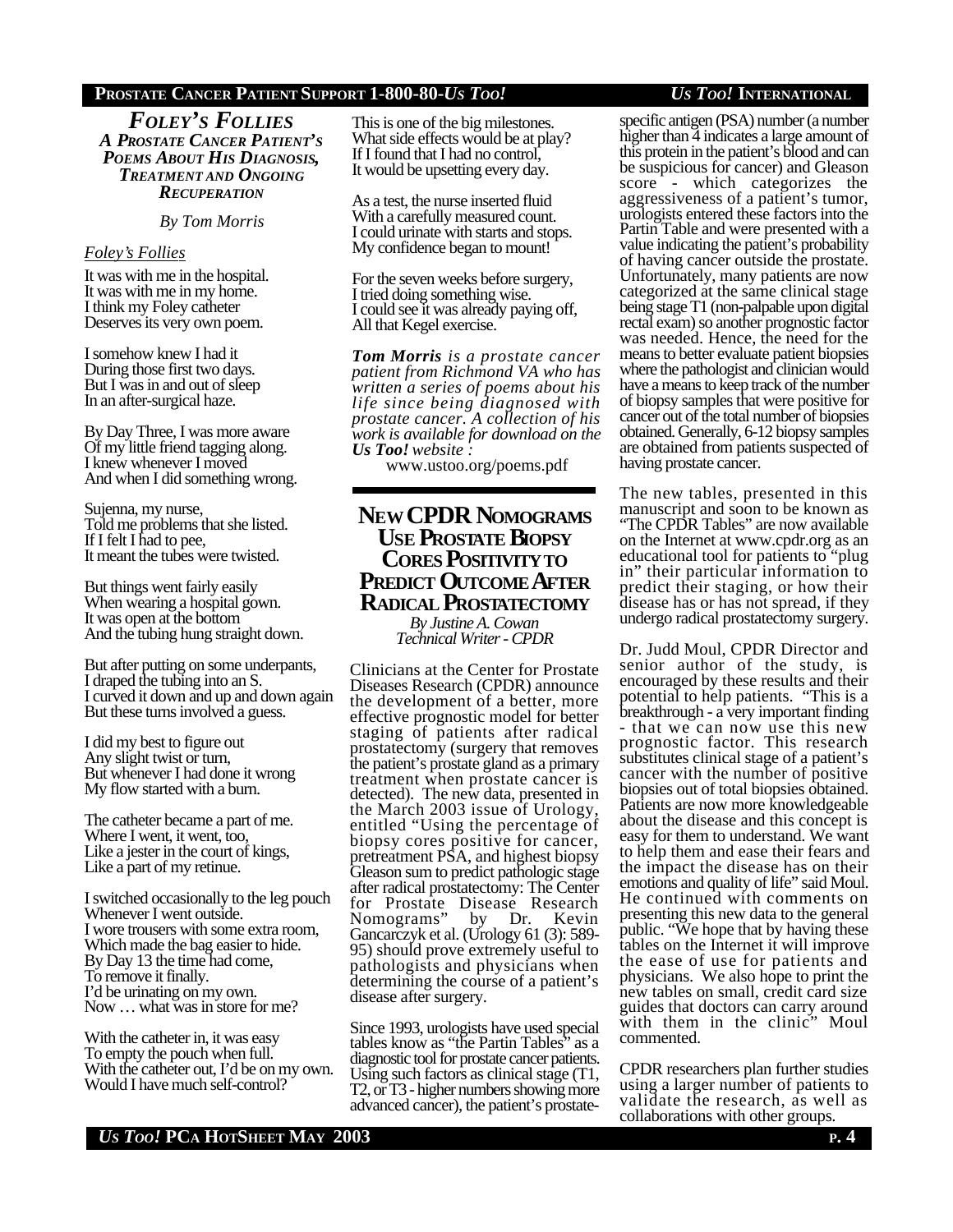## *Foley's Follies*

### *A Prostate Cancer Patient's Poems About His Diagnosis, Treatment and Ongoing Recuperation*

*By Tom Morris*

*Foley's Follies*

It was with me in the hospital.
It was with me in my home.
I think my Foley catheter
Deserves its very own poem.

I somehow knew I had it
During those first two days.
But I was in and out of sleep
In an after-surgical haze.

By Day Three, I was more aware
Of my little friend tagging along.
I knew whenever I moved
And when I did something wrong.

Sujenna, my nurse,
Told me problems that she listed.
If I felt I had to pee,
It meant the tubes were twisted.

But things went fairly easily
When wearing a hospital gown.
It was open at the bottom
And the tubing hung straight down.

But after putting on some underpants,
I draped the tubing into an S.
I curved it down and up and down again
But these turns involved a guess.

I did my best to figure out
Any slight twist or turn,
But whenever I had done it wrong
My flow started with a burn.

The catheter became a part of me.
Where I went, it went, too,
Like a jester in the court of kings,
Like a part of my retinue.

I switched occasionally to the leg pouch
Whenever I went outside.
I wore trousers with some extra room,
Which made the bag easier to hide.
By Day 13 the time had come,
To remove it finally.
I'd be urinating on my own.
Now … what was in store for me?

With the catheter in, it was easy
To empty the pouch when full.
With the catheter out, I'd be on my own.
Would I have much self-control?

This is one of the big milestones.
What side effects would be at play?
If I found that I had no control,
It would be upsetting every day.

As a test, the nurse inserted fluid
With a carefully measured count.
I could urinate with starts and stops.
My confidence began to mount!

For the seven weeks before surgery,
I tried doing something wise.
I could see it was already paying off,
All that Kegel exercise.

***Tom Morris** is a prostate cancer patient from Richmond VA who has written a series of poems about his life since being diagnosed with prostate cancer. A collection of his work is available for download on the **Us Too!** website :*

www.ustoo.org/poems.pdf

---

## New CPDR Nomograms Use Prostate Biopsy Cores Positivity to Predict Outcome After Radical Prostatectomy

*By Justine A. Cowan*
*Technical Writer - CPDR*

Clinicians at the Center for Prostate Diseases Research (CPDR) announce the development of a better, more effective prognostic model for better staging of patients after radical prostatectomy (surgery that removes the patient's prostate gland as a primary treatment when prostate cancer is detected). The new data, presented in the March 2003 issue of Urology, entitled "Using the percentage of biopsy cores positive for cancer, pretreatment PSA, and highest biopsy Gleason sum to predict pathologic stage after radical prostatectomy: The Center for Prostate Disease Research Nomograms" by Dr. Kevin Gancarczyk et al. (Urology 61 (3): 589-95) should prove extremely useful to pathologists and physicians when determining the course of a patient's disease after surgery.

Since 1993, urologists have used special tables know as "the Partin Tables" as a diagnostic tool for prostate cancer patients. Using such factors as clinical stage (T1, T2, or T3 - higher numbers showing more advanced cancer), the patient's prostate-specific antigen (PSA) number (a number higher than 4 indicates a large amount of this protein in the patient's blood and can be suspicious for cancer) and Gleason score - which categorizes the aggressiveness of a patient's tumor, urologists entered these factors into the Partin Table and were presented with a value indicating the patient's probability of having cancer outside the prostate. Unfortunately, many patients are now categorized at the same clinical stage being stage T1 (non-palpable upon digital rectal exam) so another prognostic factor was needed. Hence, the need for the means to better evaluate patient biopsies where the pathologist and clinician would have a means to keep track of the number of biopsy samples that were positive for cancer out of the total number of biopsies obtained. Generally, 6-12 biopsy samples are obtained from patients suspected of having prostate cancer.

The new tables, presented in this manuscript and soon to be known as "The CPDR Tables" are now available on the Internet at www.cpdr.org as an educational tool for patients to "plug in" their particular information to predict their staging, or how their disease has or has not spread, if they undergo radical prostatectomy surgery.

Dr. Judd Moul, CPDR Director and senior author of the study, is encouraged by these results and their potential to help patients. "This is a breakthrough - a very important finding - that we can now use this new prognostic factor. This research substitutes clinical stage of a patient's cancer with the number of positive biopsies out of total biopsies obtained. Patients are now more knowledgeable about the disease and this concept is easy for them to understand. We want to help them and ease their fears and the impact the disease has on their emotions and quality of life" said Moul. He continued with comments on presenting this new data to the general public. "We hope that by having these tables on the Internet it will improve the ease of use for patients and physicians. We also hope to print the new tables on small, credit card size guides that doctors can carry around with them in the clinic" Moul commented.

CPDR researchers plan further studies using a larger number of patients to validate the research, as well as collaborations with other groups.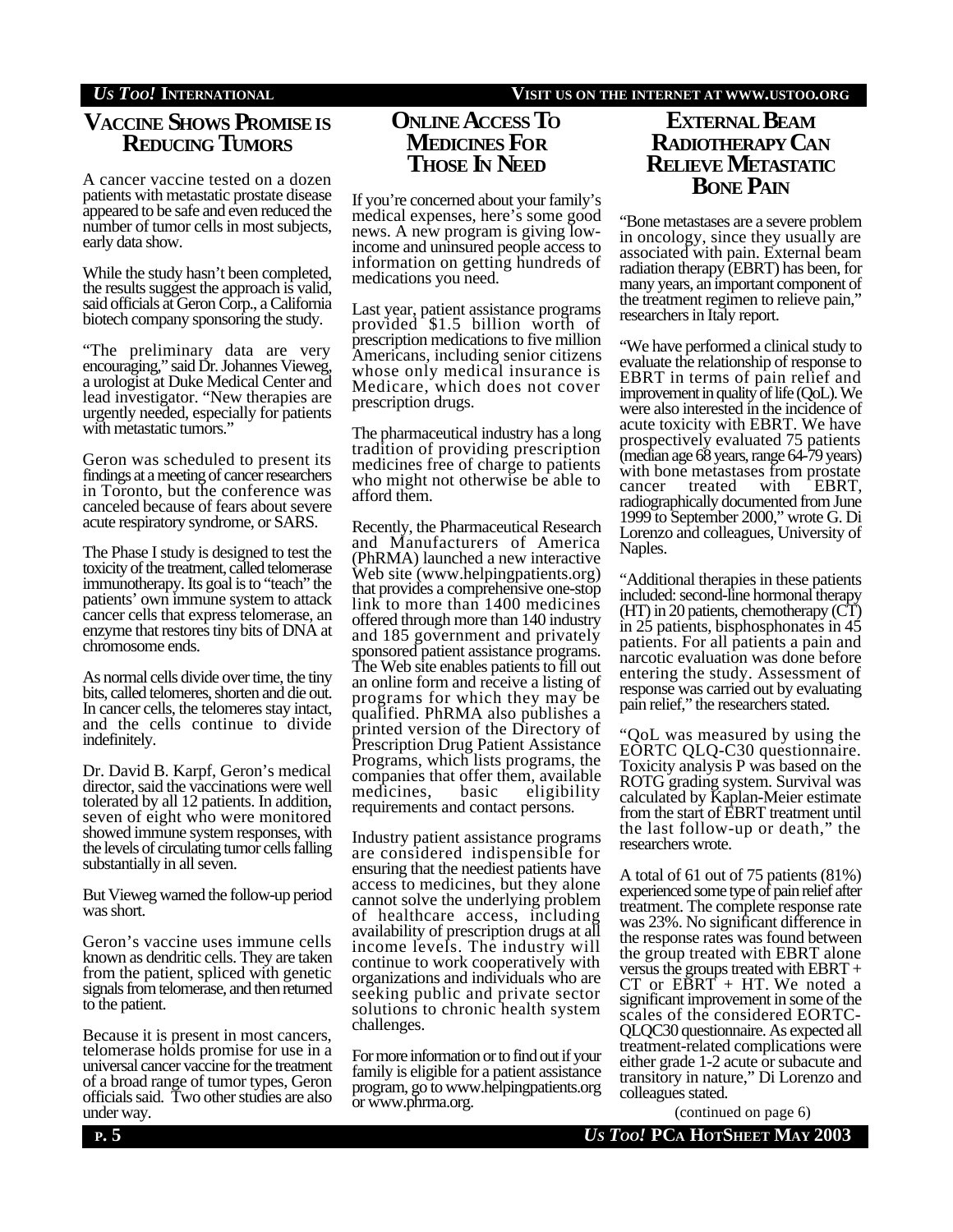## Vaccine Shows Promise is Reducing Tumors

A cancer vaccine tested on a dozen patients with metastatic prostate disease appeared to be safe and even reduced the number of tumor cells in most subjects, early data show.

While the study hasn't been completed, the results suggest the approach is valid, said officials at Geron Corp., a California biotech company sponsoring the study.

"The preliminary data are very encouraging," said Dr. Johannes Vieweg, a urologist at Duke Medical Center and lead investigator. "New therapies are urgently needed, especially for patients with metastatic tumors."

Geron was scheduled to present its findings at a meeting of cancer researchers in Toronto, but the conference was canceled because of fears about severe acute respiratory syndrome, or SARS.

The Phase I study is designed to test the toxicity of the treatment, called telomerase immunotherapy. Its goal is to "teach" the patients' own immune system to attack cancer cells that express telomerase, an enzyme that restores tiny bits of DNA at chromosome ends.

As normal cells divide over time, the tiny bits, called telomeres, shorten and die out. In cancer cells, the telomeres stay intact, and the cells continue to divide indefinitely.

Dr. David B. Karpf, Geron's medical director, said the vaccinations were well tolerated by all 12 patients. In addition, seven of eight who were monitored showed immune system responses, with the levels of circulating tumor cells falling substantially in all seven.

But Vieweg warned the follow-up period was short.

Geron's vaccine uses immune cells known as dendritic cells. They are taken from the patient, spliced with genetic signals from telomerase, and then returned to the patient.

Because it is present in most cancers, telomerase holds promise for use in a universal cancer vaccine for the treatment of a broad range of tumor types, Geron officials said. Two other studies are also under way.

## Online Access To Medicines For Those In Need

If you're concerned about your family's medical expenses, here's some good news. A new program is giving low-income and uninsured people access to information on getting hundreds of medications you need.

Last year, patient assistance programs provided $1.5 billion worth of prescription medications to five million Americans, including senior citizens whose only medical insurance is Medicare, which does not cover prescription drugs.

The pharmaceutical industry has a long tradition of providing prescription medicines free of charge to patients who might not otherwise be able to afford them.

Recently, the Pharmaceutical Research and Manufacturers of America (PhRMA) launched a new interactive Web site (www.helpingpatients.org) that provides a comprehensive one-stop link to more than 1400 medicines offered through more than 140 industry and 185 government and privately sponsored patient assistance programs. The Web site enables patients to fill out an online form and receive a listing of programs for which they may be qualified. PhRMA also publishes a printed version of the Directory of Prescription Drug Patient Assistance Programs, which lists programs, the companies that offer them, available medicines, basic eligibility requirements and contact persons.

Industry patient assistance programs are considered indispensible for ensuring that the neediest patients have access to medicines, but they alone cannot solve the underlying problem of healthcare access, including availability of prescription drugs at all income levels. The industry will continue to work cooperatively with organizations and individuals who are seeking public and private sector solutions to chronic health system challenges.

For more information or to find out if your family is eligible for a patient assistance program, go to www.helpingpatients.org or www.phrma.org.

## External Beam Radiotherapy Can Relieve Metastatic Bone Pain

"Bone metastases are a severe problem in oncology, since they usually are associated with pain. External beam radiation therapy (EBRT) has been, for many years, an important component of the treatment regimen to relieve pain," researchers in Italy report.

"We have performed a clinical study to evaluate the relationship of response to EBRT in terms of pain relief and improvement in quality of life (QoL). We were also interested in the incidence of acute toxicity with EBRT. We have prospectively evaluated 75 patients (median age 68 years, range 64-79 years) with bone metastases from prostate cancer treated with EBRT, radiographically documented from June 1999 to September 2000," wrote G. Di Lorenzo and colleagues, University of Naples.

"Additional therapies in these patients included: second-line hormonal therapy (HT) in 20 patients, chemotherapy (CT) in 25 patients, bisphosphonates in 45 patients. For all patients a pain and narcotic evaluation was done before entering the study. Assessment of response was carried out by evaluating pain relief," the researchers stated.

"QoL was measured by using the EORTC QLQ-C30 questionnaire. Toxicity analysis P was based on the ROTG grading system. Survival was calculated by Kaplan-Meier estimate from the start of EBRT treatment until the last follow-up or death," the researchers wrote.

A total of 61 out of 75 patients (81%) experienced some type of pain relief after treatment. The complete response rate was 23%. No significant difference in the response rates was found between the group treated with EBRT alone versus the groups treated with EBRT + CT or EBRT + HT. We noted a significant improvement in some of the scales of the considered EORTC-QLQC30 questionnaire. As expected all treatment-related complications were either grade 1-2 acute or subacute and transitory in nature," Di Lorenzo and colleagues stated.

(continued on page 6)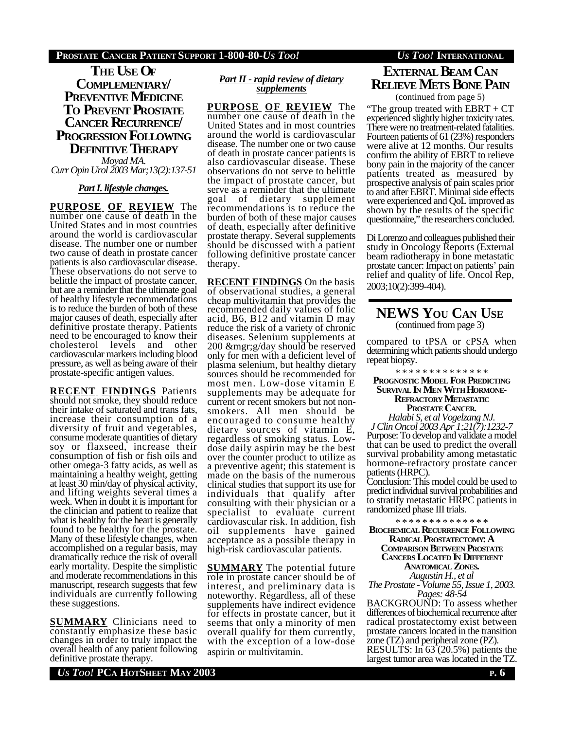## THE USE OF COMPLEMENTARY/ PREVENTIVE MEDICINE TO PREVENT PROSTATE CANCER RECURRENCE/ PROGRESSION FOLLOWING DEFINITIVE THERAPY

*Moyad MA.*
*Curr Opin Urol 2003 Mar;13(2):137-51*

### *Part I. lifestyle changes.*

**PURPOSE OF REVIEW** The number one cause of death in the United States and in most countries around the world is cardiovascular disease. The number one or number two cause of death in prostate cancer patients is also cardiovascular disease. These observations do not serve to belittle the impact of prostate cancer, but are a reminder that the ultimate goal of healthy lifestyle recommendations is to reduce the burden of both of these major causes of death, especially after definitive prostate therapy. Patients need to be encouraged to know their cholesterol levels and other cardiovascular markers including blood pressure, as well as being aware of their prostate-specific antigen values.

**RECENT FINDINGS** Patients should not smoke, they should reduce their intake of saturated and trans fats, increase their consumption of a diversity of fruit and vegetables, consume moderate quantities of dietary soy or flaxseed, increase their consumption of fish or fish oils and other omega-3 fatty acids, as well as maintaining a healthy weight, getting at least 30 min/day of physical activity, and lifting weights several times a week. When in doubt it is important for the clinician and patient to realize that what is healthy for the heart is generally found to be healthy for the prostate. Many of these lifestyle changes, when accomplished on a regular basis, may dramatically reduce the risk of overall early mortality. Despite the simplistic and moderate recommendations in this manuscript, research suggests that few individuals are currently following these suggestions.

**SUMMARY** Clinicians need to constantly emphasize these basic changes in order to truly impact the overall health of any patient following definitive prostate therapy.

### *Part II - rapid review of dietary supplements*

**PURPOSE OF REVIEW** The number one cause of death in the United States and in most countries around the world is cardiovascular disease. The number one or two cause of death in prostate cancer patients is also cardiovascular disease. These observations do not serve to belittle the impact of prostate cancer, but serve as a reminder that the ultimate goal of dietary supplement recommendations is to reduce the burden of both of these major causes of death, especially after definitive prostate therapy. Several supplements should be discussed with a patient following definitive prostate cancer therapy.

**RECENT FINDINGS** On the basis of observational studies, a general cheap multivitamin that provides the recommended daily values of folic acid, B6, B12 and vitamin D may reduce the risk of a variety of chronic diseases. Selenium supplements at 200 &mgr;g/day should be reserved only for men with a deficient level of plasma selenium, but healthy dietary sources should be recommended for most men. Low-dose vitamin E supplements may be adequate for current or recent smokers but not non-smokers. All men should be encouraged to consume healthy dietary sources of vitamin E, regardless of smoking status. Low-dose daily aspirin may be the best over the counter product to utilize as a preventive agent; this statement is made on the basis of the numerous clinical studies that support its use for individuals that qualify after consulting with their physician or a specialist to evaluate current cardiovascular risk. In addition, fish oil supplements have gained acceptance as a possible therapy in high-risk cardiovascular patients.

**SUMMARY** The potential future role in prostate cancer should be of interest, and preliminary data is noteworthy. Regardless, all of these supplements have indirect evidence for effects in prostate cancer, but it seems that only a minority of men overall qualify for them currently, with the exception of a low-dose aspirin or multivitamin.

## EXTERNAL BEAM CAN RELIEVE METS BONE PAIN

(continued from page 5)

"The group treated with EBRT + CT experienced slightly higher toxicity rates. There were no treatment-related fatalities. Fourteen patients of 61 (23%) responders were alive at 12 months. Our results confirm the ability of EBRT to relieve bony pain in the majority of the cancer patients treated as measured by prospective analysis of pain scales prior to and after EBRT. Minimal side effects were experienced and QoL improved as shown by the results of the specific questionnaire," the researchers concluded.

Di Lorenzo and colleagues published their study in Oncology Reports (External beam radiotherapy in bone metastatic prostate cancer: Impact on patients' pain relief and quality of life. Oncol Rep, 2003;10(2):399-404).

## NEWS YOU CAN USE

(continued from page 3)

compared to tPSA or cPSA when determining which patients should undergo repeat biopsy.

\* \* \* \* \* \* \* \* \* \* \* \* \* \*

**PROGNOSTIC MODEL FOR PREDICTING SURVIVAL IN MEN WITH HORMONE-REFRACTORY METASTATIC PROSTATE CANCER.**

*Halabi S, et al Vogelzang NJ.*
*J Clin Oncol 2003 Apr 1;21(7):1232-7*

Purpose: To develop and validate a model that can be used to predict the overall survival probability among metastatic hormone-refractory prostate cancer patients (HRPC).

Conclusion: This model could be used to predict individual survival probabilities and to stratify metastatic HRPC patients in randomized phase III trials.

\* \* \* \* \* \* \* \* \* \* \* \* \* \*

**BIOCHEMICAL RECURRENCE FOLLOWING RADICAL PROSTATECTOMY: A COMPARISON BETWEEN PROSTATE CANCERS LOCATED IN DIFFERENT ANATOMICAL ZONES.**

*Augustin H., et al*
*The Prostate - Volume 55, Issue 1, 2003. Pages: 48-54*

BACKGROUND: To assess whether differences of biochemical recurrence after radical prostatectomy exist between prostate cancers located in the transition zone (TZ) and peripheral zone (PZ).

RESULTS: In 63 (20.5%) patients the largest tumor area was located in the TZ.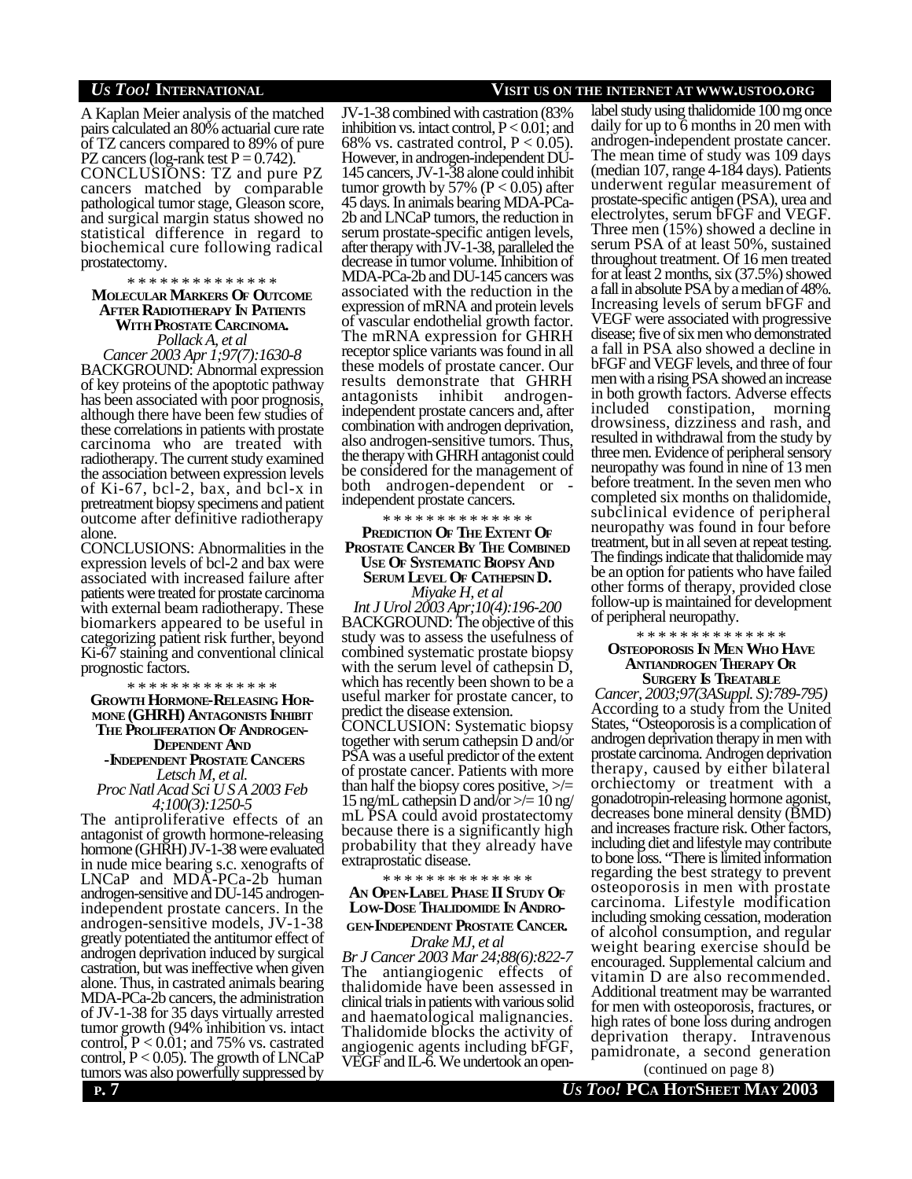A Kaplan Meier analysis of the matched pairs calculated an 80% actuarial cure rate of TZ cancers compared to 89% of pure PZ cancers (log-rank test $P = 0.742$).

CONCLUSIONS: TZ and pure PZ cancers matched by comparable pathological tumor stage, Gleason score, and surgical margin status showed no statistical difference in regard to biochemical cure following radical prostatectomy.

\* \* \* \* \* \* \* \* \* \* \* \* \* \*

### Molecular Markers Of Outcome After Radiotherapy In Patients With Prostate Carcinoma.

*Pollack A, et al*

*Cancer 2003 Apr 1;97(7):1630-8*

BACKGROUND: Abnormal expression of key proteins of the apoptotic pathway has been associated with poor prognosis, although there have been few studies of these correlations in patients with prostate carcinoma who are treated with radiotherapy. The current study examined the association between expression levels of Ki-67, bcl-2, bax, and bcl-x in pretreatment biopsy specimens and patient outcome after definitive radiotherapy alone.

CONCLUSIONS: Abnormalities in the expression levels of bcl-2 and bax were associated with increased failure after patients were treated for prostate carcinoma with external beam radiotherapy. These biomarkers appeared to be useful in categorizing patient risk further, beyond Ki-67 staining and conventional clinical prognostic factors.

\* \* \* \* \* \* \* \* \* \* \* \* \* \*

### Growth Hormone-Releasing Hormone (GHRH) Antagonists Inhibit The Proliferation Of Androgen-Dependent And -Independent Prostate Cancers

*Letsch M, et al.*

*Proc Natl Acad Sci U S A 2003 Feb 4;100(3):1250-5*

The antiproliferative effects of an antagonist of growth hormone-releasing hormone (GHRH) JV-1-38 were evaluated in nude mice bearing s.c. xenografts of LNCaP and MDA-PCa-2b human androgen-sensitive and DU-145 androgen-independent prostate cancers. In the androgen-sensitive models, JV-1-38 greatly potentiated the antitumor effect of androgen deprivation induced by surgical castration, but was ineffective when given alone. Thus, in castrated animals bearing MDA-PCa-2b cancers, the administration of JV-1-38 for 35 days virtually arrested tumor growth (94% inhibition vs. intact control, $P < 0.01$; and 75% vs. castrated control, $P < 0.05$). The growth of LNCaP tumors was also powerfully suppressed by JV-1-38 combined with castration (83% inhibition vs. intact control, $P < 0.01$; and 68% vs. castrated control, $P < 0.05$). However, in androgen-independent DU-145 cancers, JV-1-38 alone could inhibit tumor growth by 57% ($P < 0.05$) after 45 days. In animals bearing MDA-PCa-2b and LNCaP tumors, the reduction in serum prostate-specific antigen levels, after therapy with JV-1-38, paralleled the decrease in tumor volume. Inhibition of MDA-PCa-2b and DU-145 cancers was associated with the reduction in the expression of mRNA and protein levels of vascular endothelial growth factor. The mRNA expression for GHRH receptor splice variants was found in all these models of prostate cancer. Our results demonstrate that GHRH antagonists inhibit androgen-independent prostate cancers and, after combination with androgen deprivation, also androgen-sensitive tumors. Thus, the therapy with GHRH antagonist could be considered for the management of both androgen-dependent or -independent prostate cancers.

\* \* \* \* \* \* \* \* \* \* \* \* \* \*

### Prediction Of The Extent Of Prostate Cancer By The Combined Use Of Systematic Biopsy And Serum Level Of Cathepsin D.

*Miyake H, et al*

*Int J Urol 2003 Apr;10(4):196-200*

BACKGROUND: The objective of this study was to assess the usefulness of combined systematic prostate biopsy with the serum level of cathepsin D, which has recently been shown to be a useful marker for prostate cancer, to predict the disease extension.

CONCLUSION: Systematic biopsy together with serum cathepsin D and/or PSA was a useful predictor of the extent of prostate cancer. Patients with more than half the biopsy cores positive, >/= 15 ng/mL cathepsin D and/or >/= 10 ng/mL PSA could avoid prostatectomy because there is a significantly high probability that they already have extraprostatic disease.

\* \* \* \* \* \* \* \* \* \* \* \* \* \*

### An Open-Label Phase II Study Of Low-Dose Thalidomide In Androgen-Independent Prostate Cancer.

*Drake MJ, et al*

*Br J Cancer 2003 Mar 24;88(6):822-7*

The antiangiogenic effects of thalidomide have been assessed in clinical trials in patients with various solid and haematological malignancies. Thalidomide blocks the activity of angiogenic agents including bFGF, VEGF and IL-6. We undertook an open-label study using thalidomide 100 mg once daily for up to 6 months in 20 men with androgen-independent prostate cancer. The mean time of study was 109 days (median 107, range 4-184 days). Patients underwent regular measurement of prostate-specific antigen (PSA), urea and electrolytes, serum bFGF and VEGF. Three men (15%) showed a decline in serum PSA of at least 50%, sustained throughout treatment. Of 16 men treated for at least 2 months, six (37.5%) showed a fall in absolute PSA by a median of 48%. Increasing levels of serum bFGF and VEGF were associated with progressive disease; five of six men who demonstrated a fall in PSA also showed a decline in bFGF and VEGF levels, and three of four men with a rising PSA showed an increase in both growth factors. Adverse effects included constipation, morning drowsiness, dizziness and rash, and resulted in withdrawal from the study by three men. Evidence of peripheral sensory neuropathy was found in nine of 13 men before treatment. In the seven men who completed six months on thalidomide, subclinical evidence of peripheral neuropathy was found in four before treatment, but in all seven at repeat testing. The findings indicate that thalidomide may be an option for patients who have failed other forms of therapy, provided close follow-up is maintained for development of peripheral neuropathy.

\* \* \* \* \* \* \* \* \* \* \* \* \* \*

### Osteoporosis In Men Who Have Antiandrogen Therapy Or Surgery Is Treatable

*Cancer, 2003;97(3ASuppl. S):789-795)*

According to a study from the United States, "Osteoporosis is a complication of androgen deprivation therapy in men with prostate carcinoma. Androgen deprivation therapy, caused by either bilateral orchiectomy or treatment with a gonadotropin-releasing hormone agonist, decreases bone mineral density (BMD) and increases fracture risk. Other factors, including diet and lifestyle may contribute to bone loss. "There is limited information regarding the best strategy to prevent osteoporosis in men with prostate carcinoma. Lifestyle modification including smoking cessation, moderation of alcohol consumption, and regular weight bearing exercise should be encouraged. Supplemental calcium and vitamin D are also recommended. Additional treatment may be warranted for men with osteoporosis, fractures, or high rates of bone loss during androgen deprivation therapy. Intravenous pamidronate, a second generation

(continued on page 8)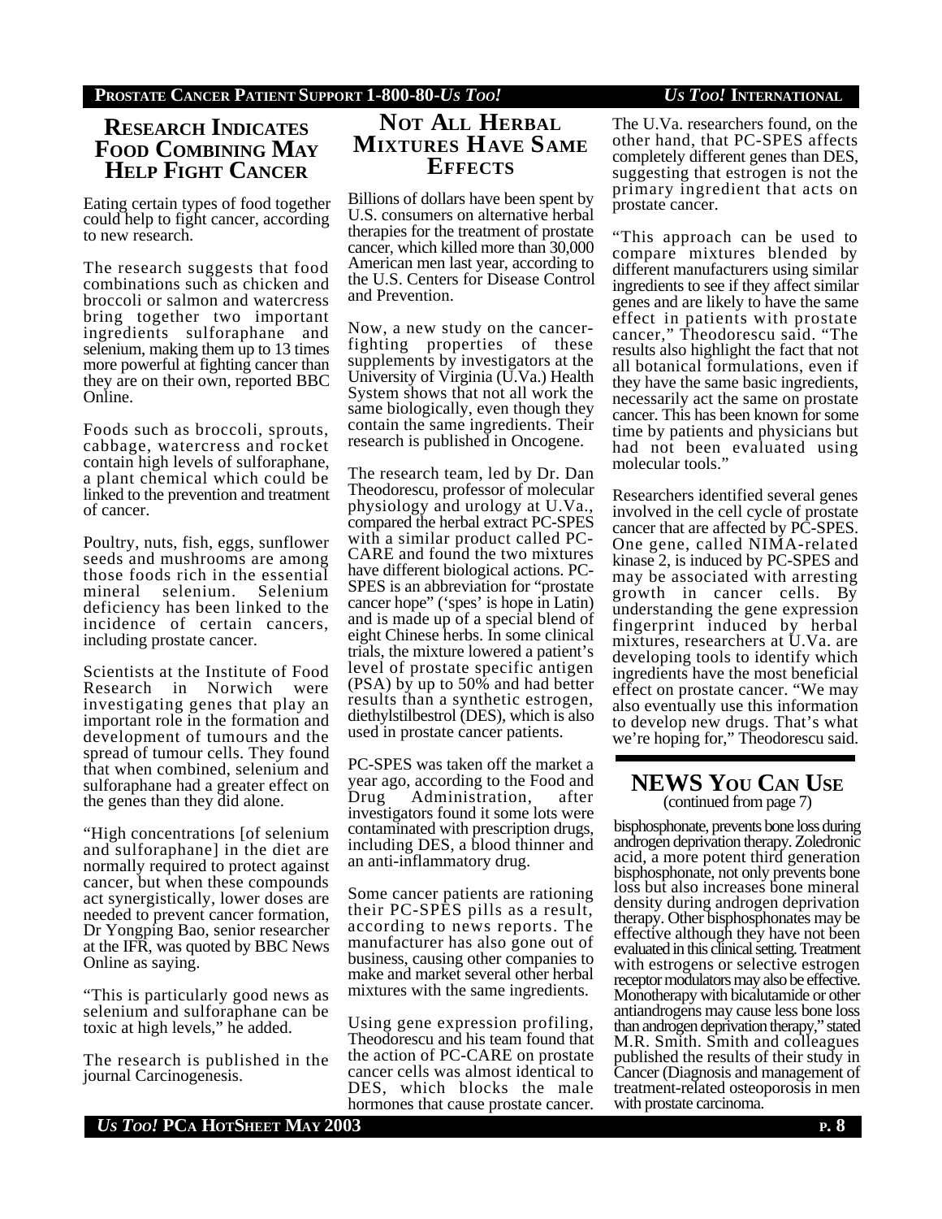## Research Indicates Food Combining May Help Fight Cancer

Eating certain types of food together could help to fight cancer, according to new research.

The research suggests that food combinations such as chicken and broccoli or salmon and watercress bring together two important ingredients sulforaphane and selenium, making them up to 13 times more powerful at fighting cancer than they are on their own, reported BBC Online.

Foods such as broccoli, sprouts, cabbage, watercress and rocket contain high levels of sulforaphane, a plant chemical which could be linked to the prevention and treatment of cancer.

Poultry, nuts, fish, eggs, sunflower seeds and mushrooms are among those foods rich in the essential mineral selenium. Selenium deficiency has been linked to the incidence of certain cancers, including prostate cancer.

Scientists at the Institute of Food Research in Norwich were investigating genes that play an important role in the formation and development of tumours and the spread of tumour cells. They found that when combined, selenium and sulforaphane had a greater effect on the genes than they did alone.

"High concentrations [of selenium and sulforaphane] in the diet are normally required to protect against cancer, but when these compounds act synergistically, lower doses are needed to prevent cancer formation, Dr Yongping Bao, senior researcher at the IFR, was quoted by BBC News Online as saying.

"This is particularly good news as selenium and sulforaphane can be toxic at high levels," he added.

The research is published in the journal Carcinogenesis.

## Not All Herbal Mixtures Have Same Effects

Billions of dollars have been spent by U.S. consumers on alternative herbal therapies for the treatment of prostate cancer, which killed more than 30,000 American men last year, according to the U.S. Centers for Disease Control and Prevention.

Now, a new study on the cancer-fighting properties of these supplements by investigators at the University of Virginia (U.Va.) Health System shows that not all work the same biologically, even though they contain the same ingredients. Their research is published in Oncogene.

The research team, led by Dr. Dan Theodorescu, professor of molecular physiology and urology at U.Va., compared the herbal extract PC-SPES with a similar product called PC-CARE and found the two mixtures have different biological actions. PC-SPES is an abbreviation for "prostate cancer hope" ('spes' is hope in Latin) and is made up of a special blend of eight Chinese herbs. In some clinical trials, the mixture lowered a patient's level of prostate specific antigen (PSA) by up to 50% and had better results than a synthetic estrogen, diethylstilbestrol (DES), which is also used in prostate cancer patients.

PC-SPES was taken off the market a year ago, according to the Food and Drug Administration, after investigators found it some lots were contaminated with prescription drugs, including DES, a blood thinner and an anti-inflammatory drug.

Some cancer patients are rationing their PC-SPES pills as a result, according to news reports. The manufacturer has also gone out of business, causing other companies to make and market several other herbal mixtures with the same ingredients.

Using gene expression profiling, Theodorescu and his team found that the action of PC-CARE on prostate cancer cells was almost identical to DES, which blocks the male hormones that cause prostate cancer.

The U.Va. researchers found, on the other hand, that PC-SPES affects completely different genes than DES, suggesting that estrogen is not the primary ingredient that acts on prostate cancer.

"This approach can be used to compare mixtures blended by different manufacturers using similar ingredients to see if they affect similar genes and are likely to have the same effect in patients with prostate cancer," Theodorescu said. "The results also highlight the fact that not all botanical formulations, even if they have the same basic ingredients, necessarily act the same on prostate cancer. This has been known for some time by patients and physicians but had not been evaluated using molecular tools."

Researchers identified several genes involved in the cell cycle of prostate cancer that are affected by PC-SPES. One gene, called NIMA-related kinase 2, is induced by PC-SPES and may be associated with arresting growth in cancer cells. By understanding the gene expression fingerprint induced by herbal mixtures, researchers at U.Va. are developing tools to identify which ingredients have the most beneficial effect on prostate cancer. "We may also eventually use this information to develop new drugs. That's what we're hoping for," Theodorescu said.

## NEWS You Can Use

(continued from page 7)

bisphosphonate, prevents bone loss during androgen deprivation therapy. Zoledronic acid, a more potent third generation bisphosphonate, not only prevents bone loss but also increases bone mineral density during androgen deprivation therapy. Other bisphosphonates may be effective although they have not been evaluated in this clinical setting. Treatment with estrogens or selective estrogen receptor modulators may also be effective. Monotherapy with bicalutamide or other antiandrogens may cause less bone loss than androgen deprivation therapy," stated M.R. Smith. Smith and colleagues published the results of their study in Cancer (Diagnosis and management of treatment-related osteoporosis in men with prostate carcinoma.